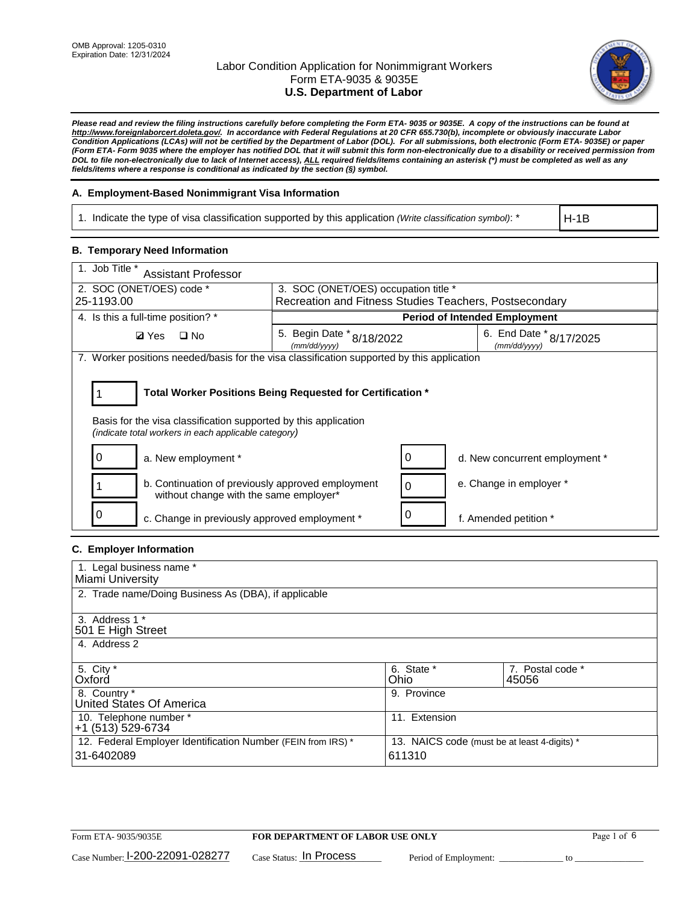OMB Approval: 1205-0310
Expiration Date: 12/31/2024

# Labor Condition Application for Nonimmigrant Workers
## Form ETA-9035 & 9035E
## U.S. Department of Labor

***Please read and review the filing instructions carefully before completing the Form ETA- 9035 or 9035E. A copy of the instructions can be found at http://www.foreignlaborcert.doleta.gov/. In accordance with Federal Regulations at 20 CFR 655.730(b), incomplete or obviously inaccurate Labor Condition Applications (LCAs) will not be certified by the Department of Labor (DOL). For all submissions, both electronic (Form ETA- 9035E) or paper (Form ETA- Form 9035 where the employer has notified DOL that it will submit this form non-electronically due to a disability or received permission from DOL to file non-electronically due to lack of Internet access), ALL required fields/items containing an asterisk (*) must be completed as well as any fields/items where a response is conditional as indicated by the section (§) symbol.***

### A. Employment-Based Nonimmigrant Visa Information

| 1. Indicate the type of visa classification supported by this application *(Write classification symbol)*: * | H-1B |
|---|---|

### B. Temporary Need Information

| 1. Job Title * Assistant Professor | | |
|---|---|---|
| 2. SOC (ONET/OES) code * 25-1193.00 | 3. SOC (ONET/OES) occupation title * Recreation and Fitness Studies Teachers, Postsecondary | |
| 4. Is this a full-time position? * | **Period of Intended Employment** | |
| ☑ Yes ☐ No | 5. Begin Date * *(mm/dd/yyyy)* 8/18/2022 | 6. End Date * *(mm/dd/yyyy)* 8/17/2025 |

7. Worker positions needed/basis for the visa classification supported by this application

| 1 | **Total Worker Positions Being Requested for Certification *** |
|---|---|

Basis for the visa classification supported by this application
*(indicate total workers in each applicable category)*

| | | | |
|---|---|---|---|
| 0 | a. New employment * | 0 | d. New concurrent employment * |
| 1 | b. Continuation of previously approved employment without change with the same employer* | 0 | e. Change in employer * |
| 0 | c. Change in previously approved employment * | 0 | f. Amended petition * |

### C. Employer Information

| | | |
|---|---|---|
| 1. Legal business name * Miami University | | |
| 2. Trade name/Doing Business As (DBA), if applicable | | |
| 3. Address 1 * 501 E High Street | | |
| 4. Address 2 | | |
| 5. City * Oxford | 6. State * Ohio | 7. Postal code * 45056 |
| 8. Country * United States Of America | 9. Province | |
| 10. Telephone number * +1 (513) 529-6734 | 11. Extension | |
| 12. Federal Employer Identification Number (FEIN from IRS) * 31-6402089 | 13. NAICS code (must be at least 4-digits) * 611310 | |

Form ETA- 9035/9035E | **FOR DEPARTMENT OF LABOR USE ONLY**

Case Number: I-200-22091-028277 Case Status: In Process Period of Employment: _____________ to _____________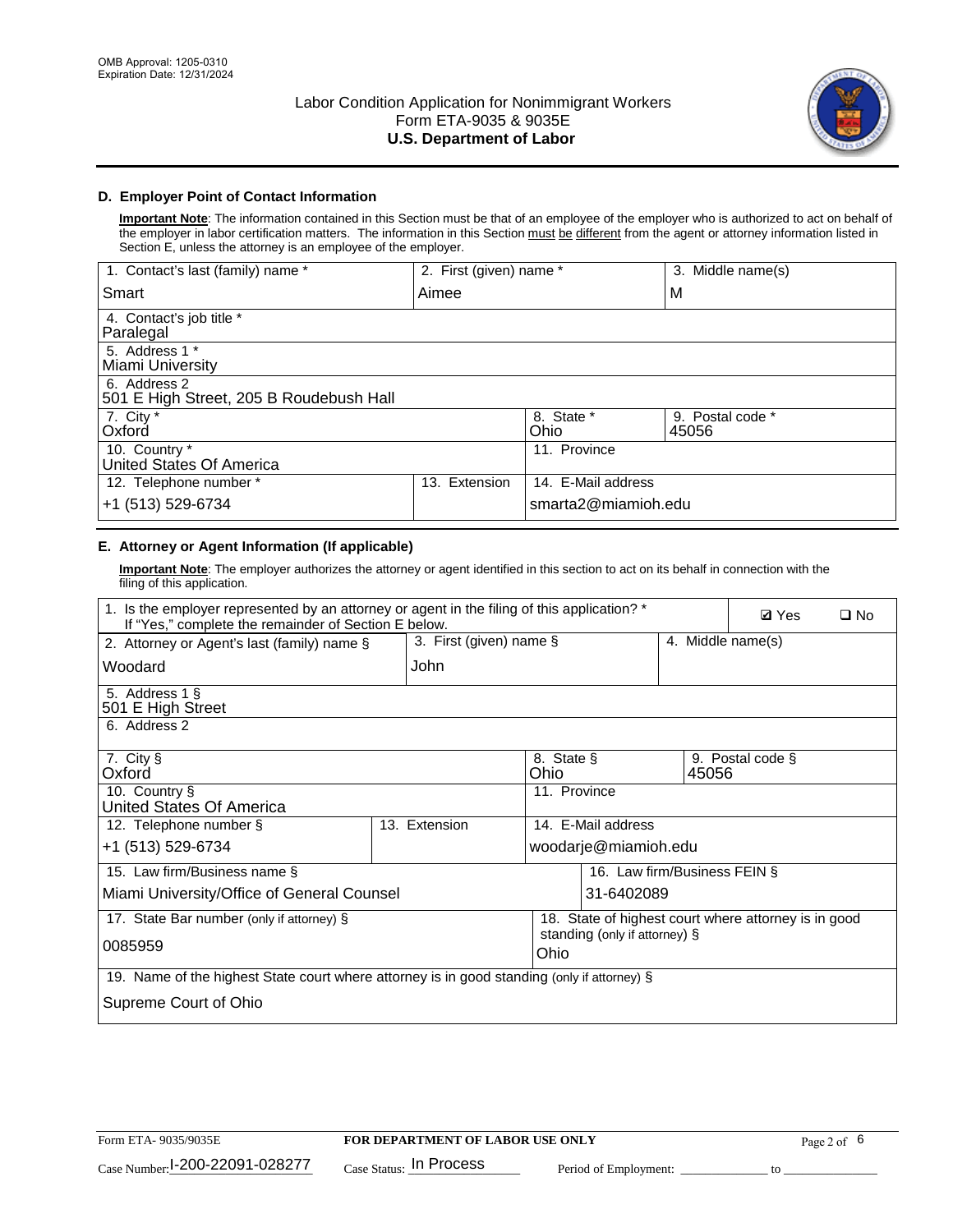OMB Approval: 1205-0310
Expiration Date: 12/31/2024

# Labor Condition Application for Nonimmigrant Workers
## Form ETA-9035 & 9035E
## U.S. Department of Labor

### D. Employer Point of Contact Information

**Important Note**: The information contained in this Section must be that of an employee of the employer who is authorized to act on behalf of the employer in labor certification matters. The information in this Section must be different from the agent or attorney information listed in Section E, unless the attorney is an employee of the employer.

| 1. Contact's last (family) name * | 2. First (given) name * | 3. Middle name(s) |
|---|---|---|
| Smart | Aimee | M |
| 4. Contact's job title * | | |
| Paralegal | | |
| 5. Address 1 * | | |
| Miami University | | |
| 6. Address 2 | | |
| 501 E High Street, 205 B Roudebush Hall | | |
| 7. City * | 8. State * | 9. Postal code * |
| Oxford | Ohio | 45056 |
| 10. Country * | 11. Province | |
| United States Of America | | |
| 12. Telephone number * | 13. Extension | 14. E-Mail address |
| +1 (513) 529-6734 | | smarta2@miamioh.edu |

### E. Attorney or Agent Information (If applicable)

**Important Note**: The employer authorizes the attorney or agent identified in this section to act on its behalf in connection with the filing of this application.

| 1. Is the employer represented by an attorney or agent in the filing of this application? * If "Yes," complete the remainder of Section E below. | ☑ Yes ☐ No | |
|---|---|---|
| 2. Attorney or Agent's last (family) name § | 3. First (given) name § | 4. Middle name(s) |
| Woodard | John | |
| 5. Address 1 § | | |
| 501 E High Street | | |
| 6. Address 2 | | |
| | | |
| 7. City § | 8. State § | 9. Postal code § |
| Oxford | Ohio | 45056 |
| 10. Country § | 11. Province | |
| United States Of America | | |
| 12. Telephone number § | 13. Extension | 14. E-Mail address |
| +1 (513) 529-6734 | | woodarje@miamioh.edu |
| 15. Law firm/Business name § | | 16. Law firm/Business FEIN § |
| Miami University/Office of General Counsel | | 31-6402089 |
| 17. State Bar number (only if attorney) § | | 18. State of highest court where attorney is in good standing (only if attorney) § |
| 0085959 | | Ohio |
| 19. Name of the highest State court where attorney is in good standing (only if attorney) § | | |
| Supreme Court of Ohio | | |

Form ETA- 9035/9035E | **FOR DEPARTMENT OF LABOR USE ONLY**

Case Number: I-200-22091-028277 Case Status: In Process Period of Employment: \_\_\_\_\_\_\_\_\_\_ to \_\_\_\_\_\_\_\_\_\_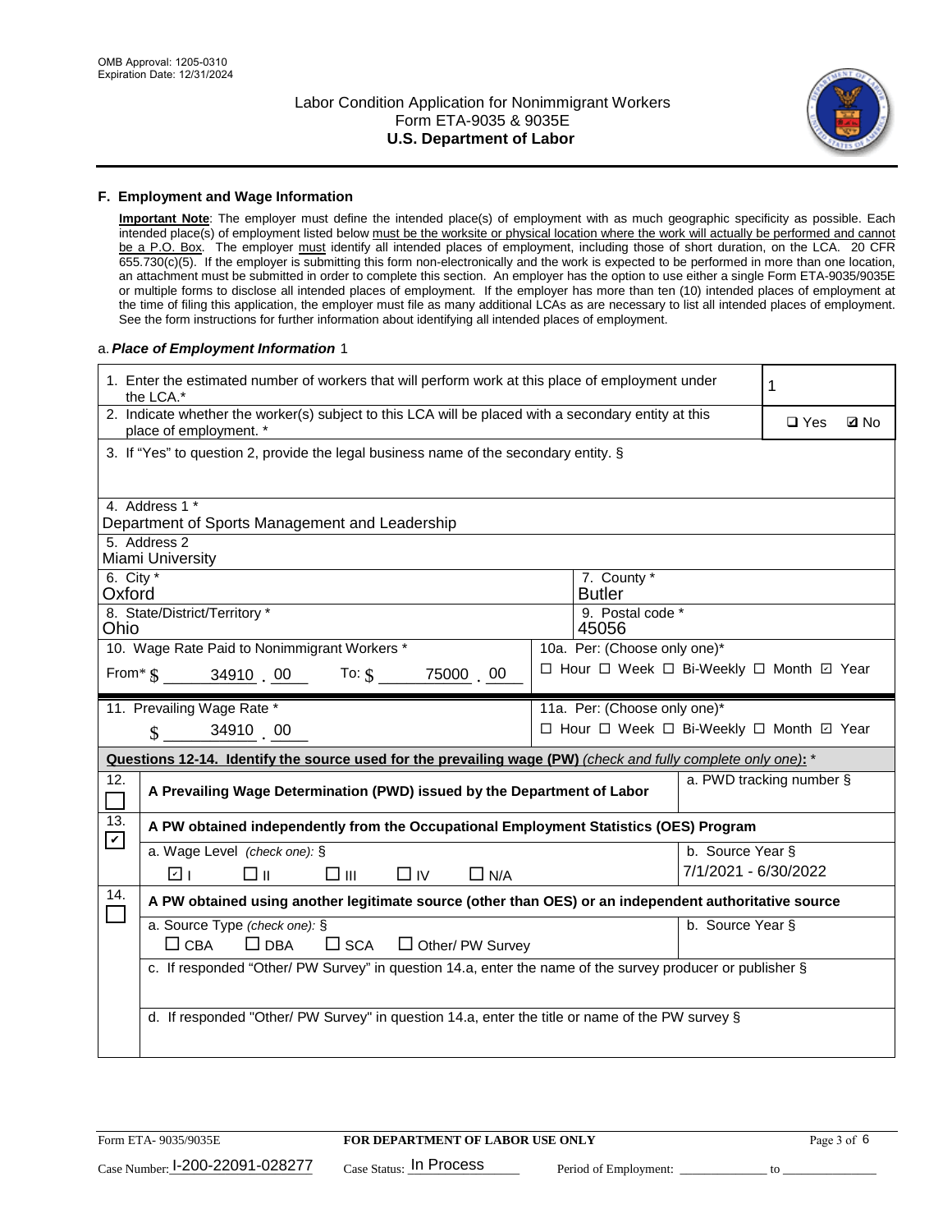OMB Approval: 1205-0310
Expiration Date: 12/31/2024

# Labor Condition Application for Nonimmigrant Workers
## Form ETA-9035 & 9035E
## U.S. Department of Labor

### F. Employment and Wage Information

**Important Note**: The employer must define the intended place(s) of employment with as much geographic specificity as possible. Each intended place(s) of employment listed below must be the worksite or physical location where the work will actually be performed and cannot be a P.O. Box. The employer must identify all intended places of employment, including those of short duration, on the LCA. 20 CFR 655.730(c)(5). If the employer is submitting this form non-electronically and the work is expected to be performed in more than one location, an attachment must be submitted in order to complete this section. An employer has the option to use either a single Form ETA-9035/9035E or multiple forms to disclose all intended places of employment. If the employer has more than ten (10) intended places of employment at the time of filing this application, the employer must file as many additional LCAs as are necessary to list all intended places of employment. See the form instructions for further information about identifying all intended places of employment.

a. ***Place of Employment Information*** 1

| | |
|---|---|
| 1. Enter the estimated number of workers that will perform work at this place of employment under the LCA.* | 1 |
| 2. Indicate whether the worker(s) subject to this LCA will be placed with a secondary entity at this place of employment. * | ☐ Yes ☑ No |
| 3. If "Yes" to question 2, provide the legal business name of the secondary entity. § | |
| 4. Address 1 * Department of Sports Management and Leadership | |
| 5. Address 2 Miami University | |
| 6. City * Oxford | 7. County * Butler |
| 8. State/District/Territory * Ohio | 9. Postal code * 45056 |
| 10. Wage Rate Paid to Nonimmigrant Workers * From* $ 34910 . 00 To: $ 75000 . 00 | 10a. Per: (Choose only one)* ☐ Hour ☐ Week ☐ Bi-Weekly ☐ Month ☑ Year |
| 11. Prevailing Wage Rate * $ 34910 . 00 | 11a. Per: (Choose only one)* ☐ Hour ☐ Week ☐ Bi-Weekly ☐ Month ☑ Year |

**Questions 12-14. Identify the source used for the prevailing wage (PW)** *(check and fully complete only one)*: *

| | | |
|---|---|---|
| 12. ☐ | **A Prevailing Wage Determination (PWD) issued by the Department of Labor** | a. PWD tracking number § |
| 13. ☑ | **A PW obtained independently from the Occupational Employment Statistics (OES) Program** | |
| | a. Wage Level (check one): § ☑ I ☐ II ☐ III ☐ IV ☐ N/A | b. Source Year § 7/1/2021 - 6/30/2022 |
| 14. ☐ | **A PW obtained using another legitimate source (other than OES) or an independent authoritative source** | |
| | a. Source Type (check one): § ☐ CBA ☐ DBA ☐ SCA ☐ Other/ PW Survey | b. Source Year § |
| | c. If responded "Other/ PW Survey" in question 14.a, enter the name of the survey producer or publisher § | |
| | d. If responded "Other/ PW Survey" in question 14.a, enter the title or name of the PW survey § | |

Form ETA- 9035/9035E — **FOR DEPARTMENT OF LABOR USE ONLY**

Case Number: I-200-22091-028277 Case Status: In Process Period of Employment: _____________ to _____________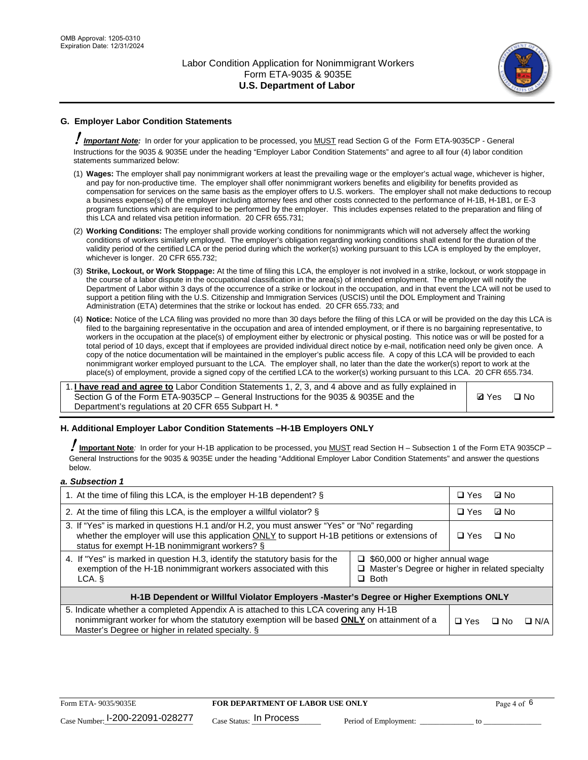## G. Employer Labor Condition Statements

! ***Important Note:*** In order for your application to be processed, you MUST read Section G of the Form ETA-9035CP - General Instructions for the 9035 & 9035E under the heading "Employer Labor Condition Statements" and agree to all four (4) labor condition statements summarized below:

(1) **Wages:** The employer shall pay nonimmigrant workers at least the prevailing wage or the employer's actual wage, whichever is higher, and pay for non-productive time. The employer shall offer nonimmigrant workers benefits and eligibility for benefits provided as compensation for services on the same basis as the employer offers to U.S. workers. The employer shall not make deductions to recoup a business expense(s) of the employer including attorney fees and other costs connected to the performance of H-1B, H-1B1, or E-3 program functions which are required to be performed by the employer. This includes expenses related to the preparation and filing of this LCA and related visa petition information. 20 CFR 655.731;

(2) **Working Conditions:** The employer shall provide working conditions for nonimmigrants which will not adversely affect the working conditions of workers similarly employed. The employer's obligation regarding working conditions shall extend for the duration of the validity period of the certified LCA or the period during which the worker(s) working pursuant to this LCA is employed by the employer, whichever is longer. 20 CFR 655.732;

(3) **Strike, Lockout, or Work Stoppage:** At the time of filing this LCA, the employer is not involved in a strike, lockout, or work stoppage in the course of a labor dispute in the occupational classification in the area(s) of intended employment. The employer will notify the Department of Labor within 3 days of the occurrence of a strike or lockout in the occupation, and in that event the LCA will not be used to support a petition filing with the U.S. Citizenship and Immigration Services (USCIS) until the DOL Employment and Training Administration (ETA) determines that the strike or lockout has ended. 20 CFR 655.733; and

(4) **Notice:** Notice of the LCA filing was provided no more than 30 days before the filing of this LCA or will be provided on the day this LCA is filed to the bargaining representative in the occupation and area of intended employment, or if there is no bargaining representative, to workers in the occupation at the place(s) of employment either by electronic or physical posting. This notice was or will be posted for a total period of 10 days, except that if employees are provided individual direct notice by e-mail, notification need only be given once. A copy of the notice documentation will be maintained in the employer's public access file. A copy of this LCA will be provided to each nonimmigrant worker employed pursuant to the LCA. The employer shall, no later than the date the worker(s) report to work at the place(s) of employment, provide a signed copy of the certified LCA to the worker(s) working pursuant to this LCA. 20 CFR 655.734.

| | |
|---|---|
| 1. **I have read and agree to** Labor Condition Statements 1, 2, 3, and 4 above and as fully explained in Section G of the Form ETA-9035CP – General Instructions for the 9035 & 9035E and the Department's regulations at 20 CFR 655 Subpart H. * | ☑ Yes ☐ No |

## H. Additional Employer Labor Condition Statements –H-1B Employers ONLY

! **Important Note**: In order for your H-1B application to be processed, you MUST read Section H – Subsection 1 of the Form ETA 9035CP – General Instructions for the 9035 & 9035E under the heading "Additional Employer Labor Condition Statements" and answer the questions below.

*a. Subsection 1*

| | | |
|---|---|---|
| 1. At the time of filing this LCA, is the employer H-1B dependent? § | | ☐ Yes ☑ No |
| 2. At the time of filing this LCA, is the employer a willful violator? § | | ☐ Yes ☑ No |
| 3. If "Yes" is marked in questions H.1 and/or H.2, you must answer "Yes" or "No" regarding whether the employer will use this application ONLY to support H-1B petitions or extensions of status for exempt H-1B nonimmigrant workers? § | | ☐ Yes ☐ No |
| 4. If "Yes" is marked in question H.3, identify the statutory basis for the exemption of the H-1B nonimmigrant workers associated with this LCA. § | ☐ $60,000 or higher annual wage<br>☐ Master's Degree or higher in related specialty<br>☐ Both | |
| **H-1B Dependent or Willful Violator Employers -Master's Degree or Higher Exemptions ONLY** | | |
| 5. Indicate whether a completed Appendix A is attached to this LCA covering any H-1B nonimmigrant worker for whom the statutory exemption will be based **ONLY** on attainment of a Master's Degree or higher in related specialty. § | | ☐ Yes ☐ No ☐ N/A |

Form ETA- 9035/9035E | **FOR DEPARTMENT OF LABOR USE ONLY**

Case Number: I-200-22091-028277 Case Status: In Process Period of Employment: _____________ to _______________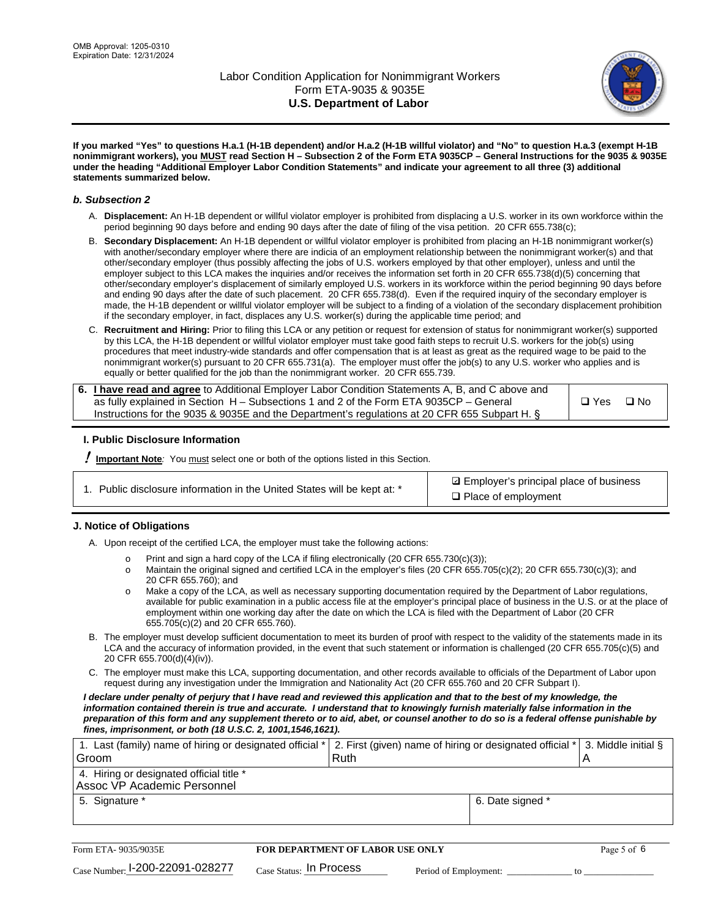If you marked "Yes" to questions H.a.1 (H-1B dependent) and/or H.a.2 (H-1B willful violator) and "No" to question H.a.3 (exempt H-1B nonimmigrant workers), you MUST read Section H – Subsection 2 of the Form ETA 9035CP – General Instructions for the 9035 & 9035E under the heading "Additional Employer Labor Condition Statements" and indicate your agreement to all three (3) additional statements summarized below.

### b. Subsection 2

A. **Displacement:** An H-1B dependent or willful violator employer is prohibited from displacing a U.S. worker in its own workforce within the period beginning 90 days before and ending 90 days after the date of filing of the visa petition. 20 CFR 655.738(c);

B. **Secondary Displacement:** An H-1B dependent or willful violator employer is prohibited from placing an H-1B nonimmigrant worker(s) with another/secondary employer where there are indicia of an employment relationship between the nonimmigrant worker(s) and that other/secondary employer (thus possibly affecting the jobs of U.S. workers employed by that other employer), unless and until the employer subject to this LCA makes the inquiries and/or receives the information set forth in 20 CFR 655.738(d)(5) concerning that other/secondary employer's displacement of similarly employed U.S. workers in its workforce within the period beginning 90 days before and ending 90 days after the date of such placement. 20 CFR 655.738(d). Even if the required inquiry of the secondary employer is made, the H-1B dependent or willful violator employer will be subject to a finding of a violation of the secondary displacement prohibition if the secondary employer, in fact, displaces any U.S. worker(s) during the applicable time period; and

C. **Recruitment and Hiring:** Prior to filing this LCA or any petition or request for extension of status for nonimmigrant worker(s) supported by this LCA, the H-1B dependent or willful violator employer must take good faith steps to recruit U.S. workers for the job(s) using procedures that meet industry-wide standards and offer compensation that is at least as great as the required wage to be paid to the nonimmigrant worker(s) pursuant to 20 CFR 655.731(a). The employer must offer the job(s) to any U.S. worker who applies and is equally or better qualified for the job than the nonimmigrant worker. 20 CFR 655.739.

| 6. **I have read and agree** to Additional Employer Labor Condition Statements A, B, and C above and as fully explained in Section H – Subsections 1 and 2 of the Form ETA 9035CP – General Instructions for the 9035 & 9035E and the Department's regulations at 20 CFR 655 Subpart H. § | ❑ Yes ❑ No |
|---|---|

## I. Public Disclosure Information

! **Important Note**: You must select one or both of the options listed in this Section.

| 1. Public disclosure information in the United States will be kept at: * | ☑ Employer's principal place of business<br>❑ Place of employment |
|---|---|

## J. Notice of Obligations

A. Upon receipt of the certified LCA, the employer must take the following actions:

- Print and sign a hard copy of the LCA if filing electronically (20 CFR 655.730(c)(3));
- Maintain the original signed and certified LCA in the employer's files (20 CFR 655.705(c)(2); 20 CFR 655.730(c)(3); and 20 CFR 655.760); and
- Make a copy of the LCA, as well as necessary supporting documentation required by the Department of Labor regulations, available for public examination in a public access file at the employer's principal place of business in the U.S. or at the place of employment within one working day after the date on which the LCA is filed with the Department of Labor (20 CFR 655.705(c)(2) and 20 CFR 655.760).

B. The employer must develop sufficient documentation to meet its burden of proof with respect to the validity of the statements made in its LCA and the accuracy of information provided, in the event that such statement or information is challenged (20 CFR 655.705(c)(5) and 20 CFR 655.700(d)(4)(iv)).

C. The employer must make this LCA, supporting documentation, and other records available to officials of the Department of Labor upon request during any investigation under the Immigration and Nationality Act (20 CFR 655.760 and 20 CFR Subpart I).

*I declare under penalty of perjury that I have read and reviewed this application and that to the best of my knowledge, the information contained therein is true and accurate. I understand that to knowingly furnish materially false information in the preparation of this form and any supplement thereto or to aid, abet, or counsel another to do so is a federal offense punishable by fines, imprisonment, or both (18 U.S.C. 2, 1001,1546,1621).*

| 1. Last (family) name of hiring or designated official * | 2. First (given) name of hiring or designated official * | 3. Middle initial § |
|---|---|---|
| Groom | Ruth | A |
| 4. Hiring or designated official title * | | |
| Assoc VP Academic Personnel | | |
| 5. Signature * | 6. Date signed * | |
| | | |

| Form ETA- 9035/9035E | FOR DEPARTMENT OF LABOR USE ONLY | |
|---|---|---|
| Case Number: I-200-22091-028277 | Case Status: In Process | Period of Employment: _____ to _____ |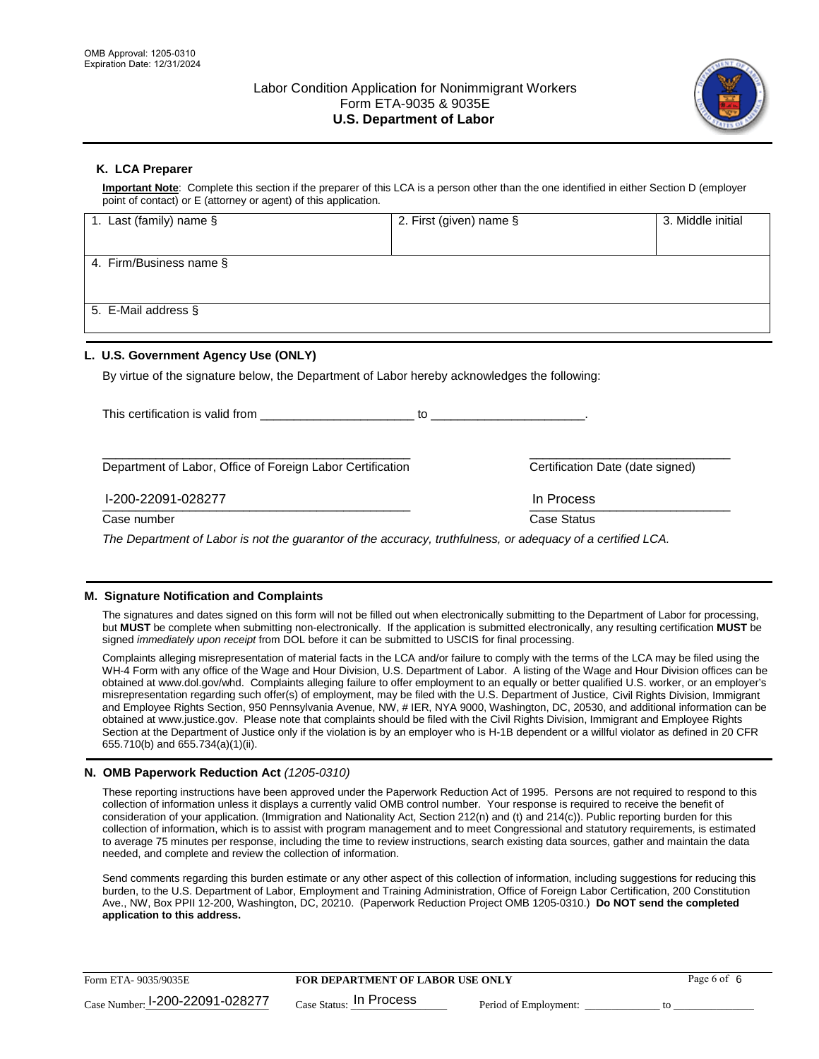OMB Approval: 1205-0310
Expiration Date: 12/31/2024

# Labor Condition Application for Nonimmigrant Workers
## Form ETA-9035 & 9035E
## U.S. Department of Labor

### K. LCA Preparer

**Important Note**: Complete this section if the preparer of this LCA is a person other than the one identified in either Section D (employer point of contact) or E (attorney or agent) of this application.

| 1. Last (family) name § | 2. First (given) name § | 3. Middle initial |
|---|---|---|
| 4. Firm/Business name § | | |
| 5. E-Mail address § | | |

### L. U.S. Government Agency Use (ONLY)

By virtue of the signature below, the Department of Labor hereby acknowledges the following:

This certification is valid from ______________________ to ______________________.

_____________________________________________ ______________________________
Department of Labor, Office of Foreign Labor Certification Certification Date (date signed)

I-200-22091-028277 In Process
Case number Case Status

*The Department of Labor is not the guarantor of the accuracy, truthfulness, or adequacy of a certified LCA.*

### M. Signature Notification and Complaints

The signatures and dates signed on this form will not be filled out when electronically submitting to the Department of Labor for processing, but **MUST** be complete when submitting non-electronically. If the application is submitted electronically, any resulting certification **MUST** be signed *immediately upon receipt* from DOL before it can be submitted to USCIS for final processing.

Complaints alleging misrepresentation of material facts in the LCA and/or failure to comply with the terms of the LCA may be filed using the WH-4 Form with any office of the Wage and Hour Division, U.S. Department of Labor. A listing of the Wage and Hour Division offices can be obtained at www.dol.gov/whd. Complaints alleging failure to offer employment to an equally or better qualified U.S. worker, or an employer's misrepresentation regarding such offer(s) of employment, may be filed with the U.S. Department of Justice, Civil Rights Division, Immigrant and Employee Rights Section, 950 Pennsylvania Avenue, NW, # IER, NYA 9000, Washington, DC, 20530, and additional information can be obtained at www.justice.gov. Please note that complaints should be filed with the Civil Rights Division, Immigrant and Employee Rights Section at the Department of Justice only if the violation is by an employer who is H-1B dependent or a willful violator as defined in 20 CFR 655.710(b) and 655.734(a)(1)(ii).

### N. OMB Paperwork Reduction Act *(1205-0310)*

These reporting instructions have been approved under the Paperwork Reduction Act of 1995. Persons are not required to respond to this collection of information unless it displays a currently valid OMB control number. Your response is required to receive the benefit of consideration of your application. (Immigration and Nationality Act, Section 212(n) and (t) and 214(c)). Public reporting burden for this collection of information, which is to assist with program management and to meet Congressional and statutory requirements, is estimated to average 75 minutes per response, including the time to review instructions, search existing data sources, gather and maintain the data needed, and complete and review the collection of information.

Send comments regarding this burden estimate or any other aspect of this collection of information, including suggestions for reducing this burden, to the U.S. Department of Labor, Employment and Training Administration, Office of Foreign Labor Certification, 200 Constitution Ave., NW, Box PPII 12-200, Washington, DC, 20210. (Paperwork Reduction Project OMB 1205-0310.) **Do NOT send the completed application to this address.**

Form ETA- 9035/9035E **FOR DEPARTMENT OF LABOR USE ONLY**

Case Number: I-200-22091-028277 Case Status: In Process Period of Employment: _____________ to _____________